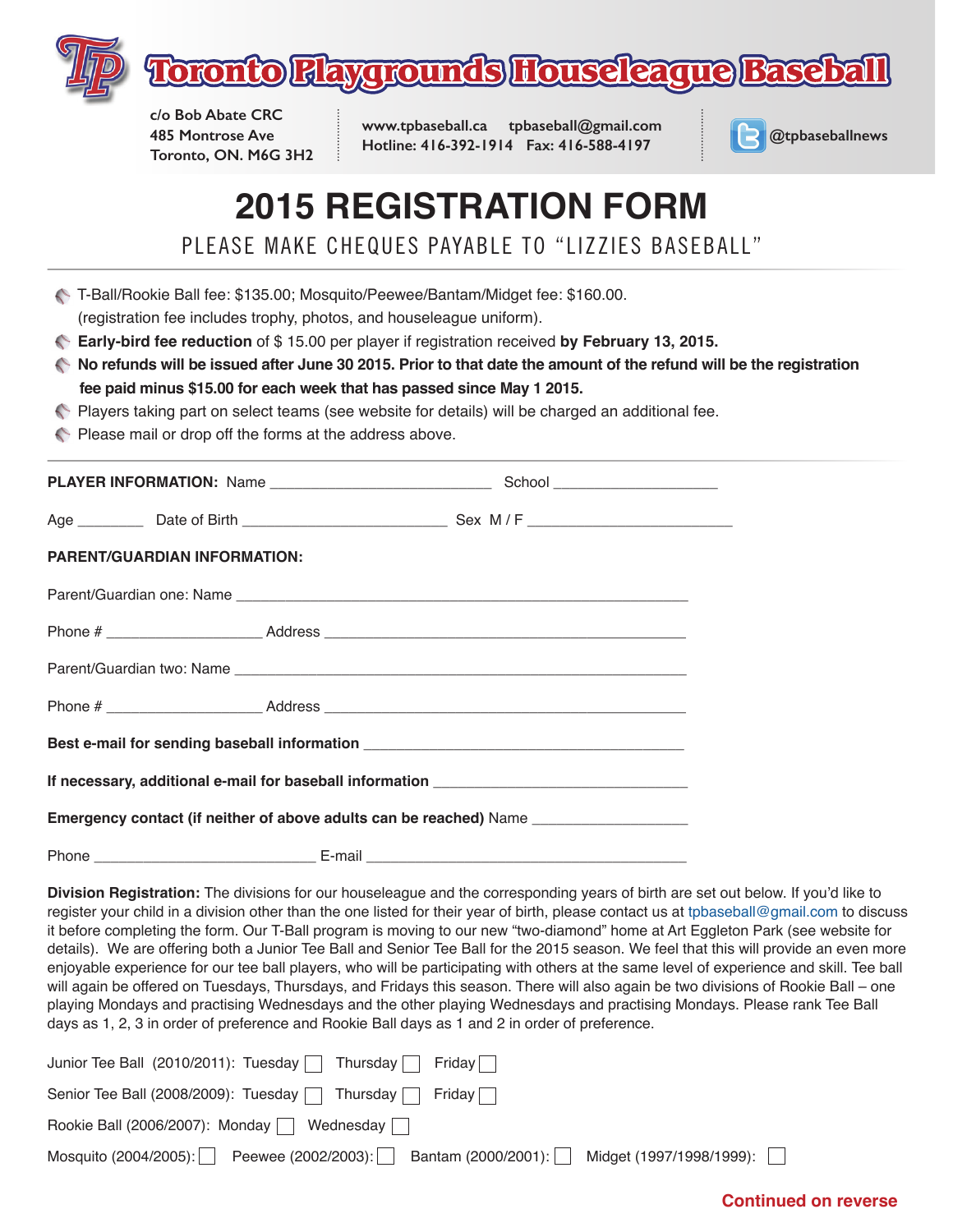# Toronto Playgrounds Houseleague Baseball

c/o Bob Abate CRC
485 Montrose Ave
Toronto, ON. M6G 3H2

www.tpbaseball.ca tpbaseball@gmail.com
Hotline: 416-392-1914 Fax: 416-588-4197

@tpbaseballnews

# 2015 REGISTRATION FORM

PLEASE MAKE CHEQUES PAYABLE TO "LIZZIES BASEBALL"

- T-Ball/Rookie Ball fee: $135.00; Mosquito/Peewee/Bantam/Midget fee: $160.00. (registration fee includes trophy, photos, and houseleague uniform).
- **Early-bird fee reduction** of $ 15.00 per player if registration received **by February 13, 2015.**
- **No refunds will be issued after June 30 2015. Prior to that date the amount of the refund will be the registration fee paid minus $15.00 for each week that has passed since May 1 2015.**
- Players taking part on select teams (see website for details) will be charged an additional fee.
- Please mail or drop off the forms at the address above.

**PLAYER INFORMATION:** Name ___________________________ School ____________________

Age ________ Date of Birth _________________________ Sex M / F _________________________

**PARENT/GUARDIAN INFORMATION:**

Parent/Guardian one: Name _______________________________________________________

Phone # ___________________ Address ____________________________________________

Parent/Guardian two: Name _______________________________________________________

Phone # ___________________ Address ____________________________________________

**Best e-mail for sending baseball information** _______________________________________

**If necessary, additional e-mail for baseball information** ______________________________

**Emergency contact (if neither of above adults can be reached)** Name __________________

Phone ___________________________ E-mail _______________________________________

**Division Registration:** The divisions for our houseleague and the corresponding years of birth are set out below. If you'd like to register your child in a division other than the one listed for their year of birth, please contact us at tpbaseball@gmail.com to discuss it before completing the form. Our T-Ball program is moving to our new "two-diamond" home at Art Eggleton Park (see website for details). We are offering both a Junior Tee Ball and Senior Tee Ball for the 2015 season. We feel that this will provide an even more enjoyable experience for our tee ball players, who will be participating with others at the same level of experience and skill. Tee ball will again be offered on Tuesdays, Thursdays, and Fridays this season. There will also again be two divisions of Rookie Ball – one playing Mondays and practising Wednesdays and the other playing Wednesdays and practising Mondays. Please rank Tee Ball days as 1, 2, 3 in order of preference and Rookie Ball days as 1 and 2 in order of preference.

Junior Tee Ball (2010/2011): Tuesday ☐ Thursday ☐ Friday ☐

Senior Tee Ball (2008/2009): Tuesday ☐ Thursday ☐ Friday ☐

Rookie Ball (2006/2007): Monday ☐ Wednesday ☐

Mosquito (2004/2005): ☐ Peewee (2002/2003): ☐ Bantam (2000/2001): ☐ Midget (1997/1998/1999): ☐

**Continued on reverse**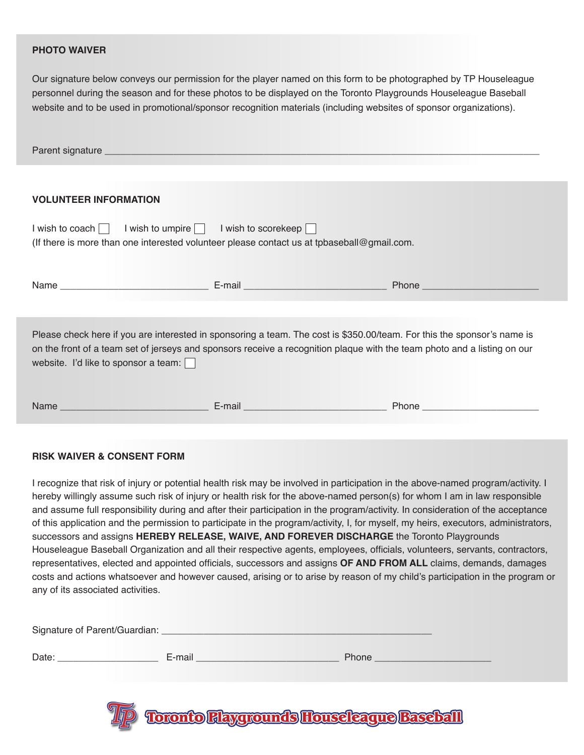## PHOTO WAIVER

Our signature below conveys our permission for the player named on this form to be photographed by TP Houseleague personnel during the season and for these photos to be displayed on the Toronto Playgrounds Houseleague Baseball website and to be used in promotional/sponsor recognition materials (including websites of sponsor organizations).

Parent signature ______________________________________________________________________________

## VOLUNTEER INFORMATION

I wish to coach ☐  I wish to umpire ☐  I wish to scorekeep ☐
(If there is more than one interested volunteer please contact us at tpbaseball@gmail.com.

Name ____________________________ E-mail ___________________________ Phone _____________________

Please check here if you are interested in sponsoring a team. The cost is $350.00/team. For this the sponsor's name is on the front of a team set of jerseys and sponsors receive a recognition plaque with the team photo and a listing on our website. I'd like to sponsor a team: ☐

Name ____________________________ E-mail ___________________________ Phone _____________________

## RISK WAIVER & CONSENT FORM

I recognize that risk of injury or potential health risk may be involved in participation in the above-named program/activity. I hereby willingly assume such risk of injury or health risk for the above-named person(s) for whom I am in law responsible and assume full responsibility during and after their participation in the program/activity. In consideration of the acceptance of this application and the permission to participate in the program/activity, I, for myself, my heirs, executors, administrators, successors and assigns **HEREBY RELEASE, WAIVE, AND FOREVER DISCHARGE** the Toronto Playgrounds Houseleague Baseball Organization and all their respective agents, employees, officials, volunteers, servants, contractors, representatives, elected and appointed officials, successors and assigns **OF AND FROM ALL** claims, demands, damages costs and actions whatsoever and however caused, arising or to arise by reason of my child's participation in the program or any of its associated activities.

Signature of Parent/Guardian: ___________________________________________________

Date: ___________________ E-mail ___________________________ Phone _____________________

Toronto Playgrounds Houseleague Baseball